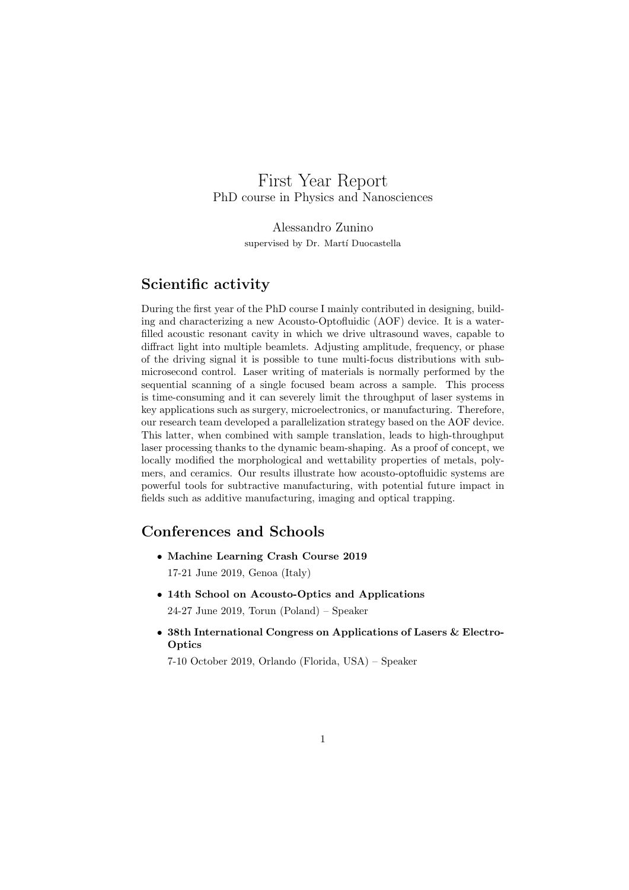# First Year Report

PhD course in Physics and Nanosciences

Alessandro Zunino

supervised by Dr. Martí Duocastella

## Scientific activity

During the first year of the PhD course I mainly contributed in designing, building and characterizing a new Acousto-Optofluidic (AOF) device. It is a water-filled acoustic resonant cavity in which we drive ultrasound waves, capable to diffract light into multiple beamlets. Adjusting amplitude, frequency, or phase of the driving signal it is possible to tune multi-focus distributions with sub-microsecond control. Laser writing of materials is normally performed by the sequential scanning of a single focused beam across a sample. This process is time-consuming and it can severely limit the throughput of laser systems in key applications such as surgery, microelectronics, or manufacturing. Therefore, our research team developed a parallelization strategy based on the AOF device. This latter, when combined with sample translation, leads to high-throughput laser processing thanks to the dynamic beam-shaping. As a proof of concept, we locally modified the morphological and wettability properties of metals, polymers, and ceramics. Our results illustrate how acousto-optofluidic systems are powerful tools for subtractive manufacturing, with potential future impact in fields such as additive manufacturing, imaging and optical trapping.

## Conferences and Schools

- **Machine Learning Crash Course 2019**

  17-21 June 2019, Genoa (Italy)

- **14th School on Acousto-Optics and Applications**

  24-27 June 2019, Torun (Poland) – Speaker

- **38th International Congress on Applications of Lasers & Electro-Optics**

  7-10 October 2019, Orlando (Florida, USA) – Speaker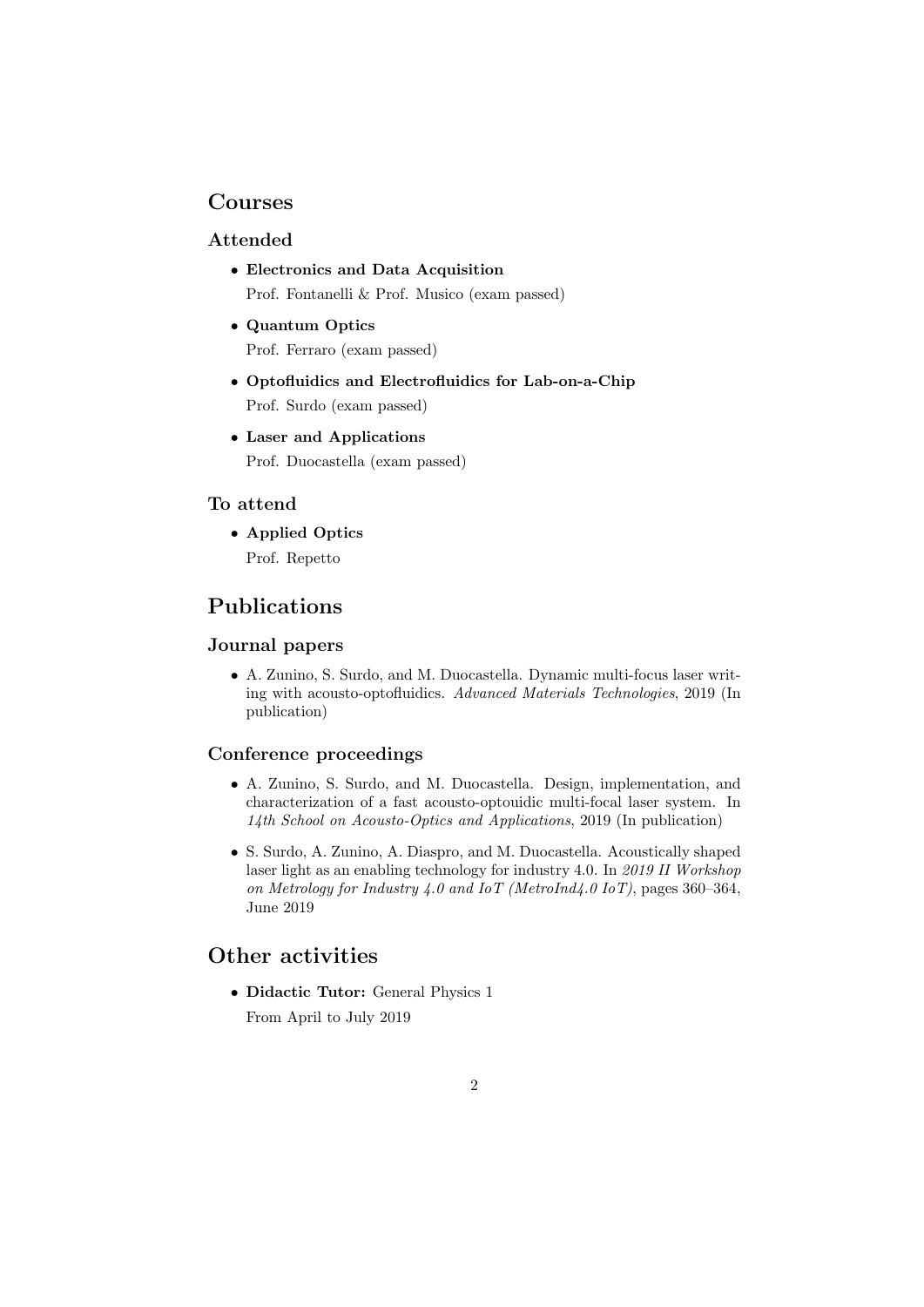## Courses

### Attended

- **Electronics and Data Acquisition**
  Prof. Fontanelli & Prof. Musico (exam passed)
- **Quantum Optics**
  Prof. Ferraro (exam passed)
- **Optofluidics and Electrofluidics for Lab-on-a-Chip**
  Prof. Surdo (exam passed)
- **Laser and Applications**
  Prof. Duocastella (exam passed)

### To attend

- **Applied Optics**
  Prof. Repetto

## Publications

### Journal papers

- A. Zunino, S. Surdo, and M. Duocastella. Dynamic multi-focus laser writing with acousto-optofluidics. *Advanced Materials Technologies*, 2019 (In publication)

### Conference proceedings

- A. Zunino, S. Surdo, and M. Duocastella. Design, implementation, and characterization of a fast acousto-optouidic multi-focal laser system. In *14th School on Acousto-Optics and Applications*, 2019 (In publication)
- S. Surdo, A. Zunino, A. Diaspro, and M. Duocastella. Acoustically shaped laser light as an enabling technology for industry 4.0. In *2019 II Workshop on Metrology for Industry 4.0 and IoT (MetroInd4.0 IoT)*, pages 360–364, June 2019

## Other activities

- **Didactic Tutor:** General Physics 1
  From April to July 2019